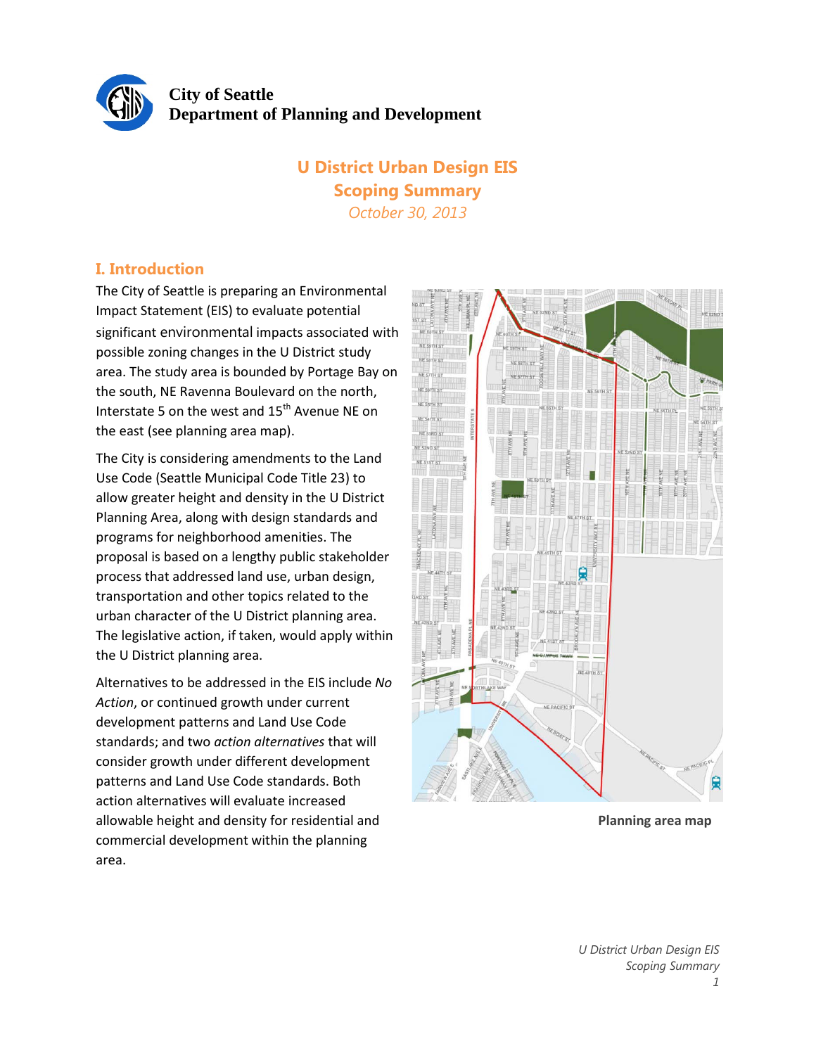**City of Seattle**
**Department of Planning and Development**

# U District Urban Design EIS
# Scoping Summary

*October 30, 2013*

## I. Introduction

The City of Seattle is preparing an Environmental Impact Statement (EIS) to evaluate potential significant environmental impacts associated with possible zoning changes in the U District study area. The study area is bounded by Portage Bay on the south, NE Ravenna Boulevard on the north, Interstate 5 on the west and 15th Avenue NE on the east (see planning area map).

The City is considering amendments to the Land Use Code (Seattle Municipal Code Title 23) to allow greater height and density in the U District Planning Area, along with design standards and programs for neighborhood amenities. The proposal is based on a lengthy public stakeholder process that addressed land use, urban design, transportation and other topics related to the urban character of the U District planning area. The legislative action, if taken, would apply within the U District planning area.

Alternatives to be addressed in the EIS include *No Action*, or continued growth under current development patterns and Land Use Code standards; and two *action alternatives* that will consider growth under different development patterns and Land Use Code standards. Both action alternatives will evaluate increased allowable height and density for residential and commercial development within the planning area.

**Planning area map**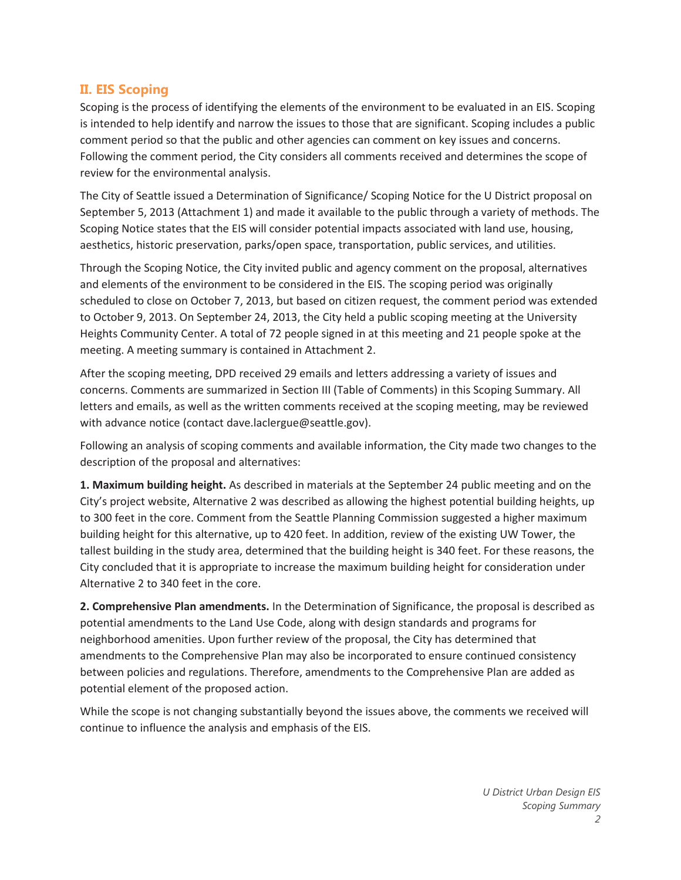## II. EIS Scoping

Scoping is the process of identifying the elements of the environment to be evaluated in an EIS. Scoping is intended to help identify and narrow the issues to those that are significant. Scoping includes a public comment period so that the public and other agencies can comment on key issues and concerns. Following the comment period, the City considers all comments received and determines the scope of review for the environmental analysis.

The City of Seattle issued a Determination of Significance/ Scoping Notice for the U District proposal on September 5, 2013 (Attachment 1) and made it available to the public through a variety of methods. The Scoping Notice states that the EIS will consider potential impacts associated with land use, housing, aesthetics, historic preservation, parks/open space, transportation, public services, and utilities.

Through the Scoping Notice, the City invited public and agency comment on the proposal, alternatives and elements of the environment to be considered in the EIS. The scoping period was originally scheduled to close on October 7, 2013, but based on citizen request, the comment period was extended to October 9, 2013. On September 24, 2013, the City held a public scoping meeting at the University Heights Community Center. A total of 72 people signed in at this meeting and 21 people spoke at the meeting. A meeting summary is contained in Attachment 2.

After the scoping meeting, DPD received 29 emails and letters addressing a variety of issues and concerns. Comments are summarized in Section III (Table of Comments) in this Scoping Summary. All letters and emails, as well as the written comments received at the scoping meeting, may be reviewed with advance notice (contact dave.laclergue@seattle.gov).

Following an analysis of scoping comments and available information, the City made two changes to the description of the proposal and alternatives:

**1. Maximum building height.** As described in materials at the September 24 public meeting and on the City's project website, Alternative 2 was described as allowing the highest potential building heights, up to 300 feet in the core. Comment from the Seattle Planning Commission suggested a higher maximum building height for this alternative, up to 420 feet. In addition, review of the existing UW Tower, the tallest building in the study area, determined that the building height is 340 feet. For these reasons, the City concluded that it is appropriate to increase the maximum building height for consideration under Alternative 2 to 340 feet in the core.

**2. Comprehensive Plan amendments.** In the Determination of Significance, the proposal is described as potential amendments to the Land Use Code, along with design standards and programs for neighborhood amenities. Upon further review of the proposal, the City has determined that amendments to the Comprehensive Plan may also be incorporated to ensure continued consistency between policies and regulations. Therefore, amendments to the Comprehensive Plan are added as potential element of the proposed action.

While the scope is not changing substantially beyond the issues above, the comments we received will continue to influence the analysis and emphasis of the EIS.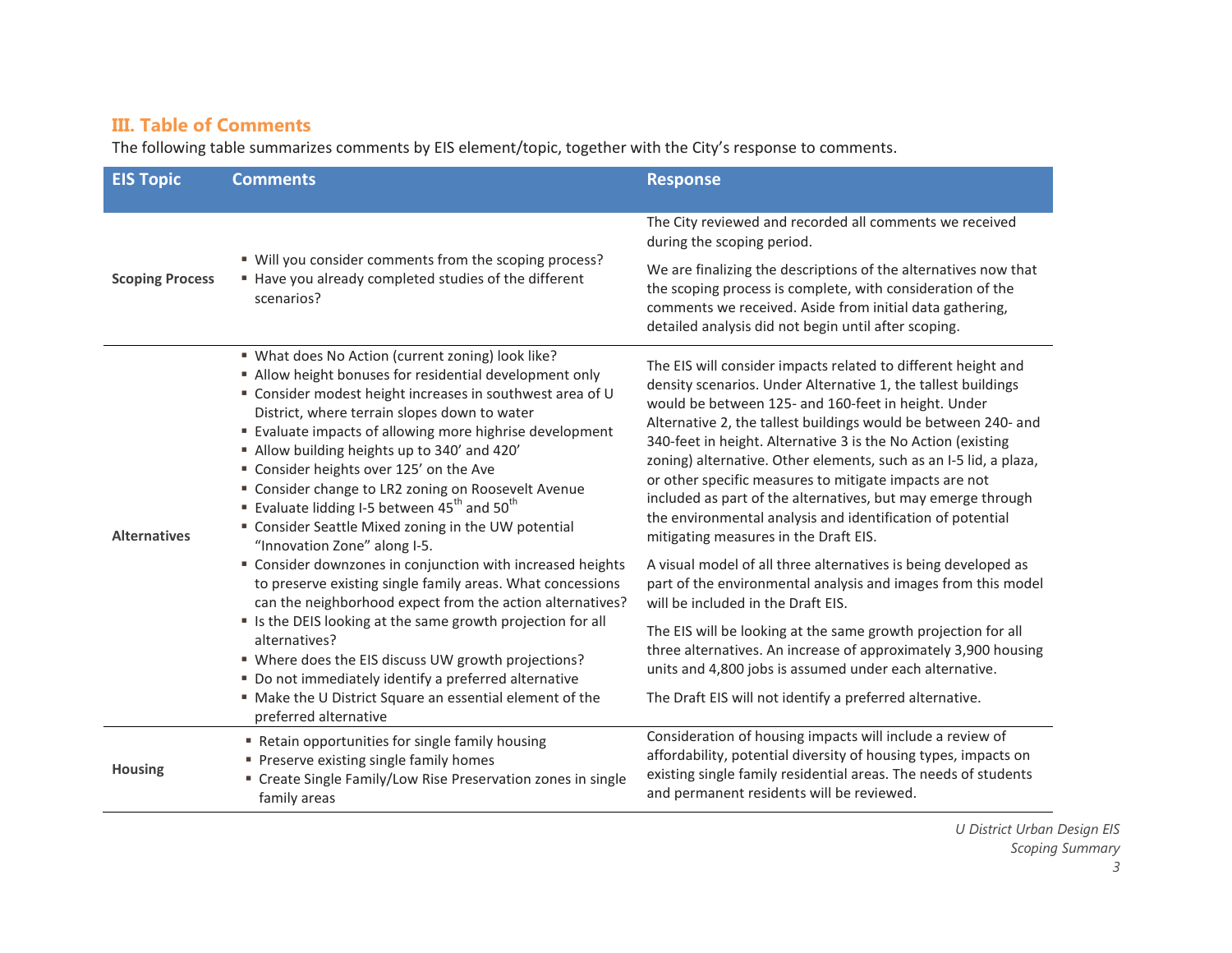## III. Table of Comments

The following table summarizes comments by EIS element/topic, together with the City's response to comments.

| EIS Topic | Comments | Response |
|---|---|---|
| **Scoping Process** | ▪ Will you consider comments from the scoping process?<br>▪ Have you already completed studies of the different scenarios? | The City reviewed and recorded all comments we received during the scoping period.<br><br>We are finalizing the descriptions of the alternatives now that the scoping process is complete, with consideration of the comments we received. Aside from initial data gathering, detailed analysis did not begin until after scoping. |
| **Alternatives** | ▪ What does No Action (current zoning) look like?<br>▪ Allow height bonuses for residential development only<br>▪ Consider modest height increases in southwest area of U District, where terrain slopes down to water<br>▪ Evaluate impacts of allowing more highrise development<br>▪ Allow building heights up to 340' and 420'<br>▪ Consider heights over 125' on the Ave<br>▪ Consider change to LR2 zoning on Roosevelt Avenue<br>▪ Evaluate lidding I-5 between 45th and 50th<br>▪ Consider Seattle Mixed zoning in the UW potential "Innovation Zone" along I-5.<br>▪ Consider downzones in conjunction with increased heights to preserve existing single family areas. What concessions can the neighborhood expect from the action alternatives?<br>▪ Is the DEIS looking at the same growth projection for all alternatives?<br>▪ Where does the EIS discuss UW growth projections?<br>▪ Do not immediately identify a preferred alternative<br>▪ Make the U District Square an essential element of the preferred alternative | The EIS will consider impacts related to different height and density scenarios. Under Alternative 1, the tallest buildings would be between 125- and 160-feet in height. Under Alternative 2, the tallest buildings would be between 240- and 340-feet in height. Alternative 3 is the No Action (existing zoning) alternative. Other elements, such as an I-5 lid, a plaza, or other specific measures to mitigate impacts are not included as part of the alternatives, but may emerge through the environmental analysis and identification of potential mitigating measures in the Draft EIS.<br><br>A visual model of all three alternatives is being developed as part of the environmental analysis and images from this model will be included in the Draft EIS.<br><br>The EIS will be looking at the same growth projection for all three alternatives. An increase of approximately 3,900 housing units and 4,800 jobs is assumed under each alternative.<br><br>The Draft EIS will not identify a preferred alternative. |
| **Housing** | ▪ Retain opportunities for single family housing<br>▪ Preserve existing single family homes<br>▪ Create Single Family/Low Rise Preservation zones in single family areas | Consideration of housing impacts will include a review of affordability, potential diversity of housing types, impacts on existing single family residential areas. The needs of students and permanent residents will be reviewed. |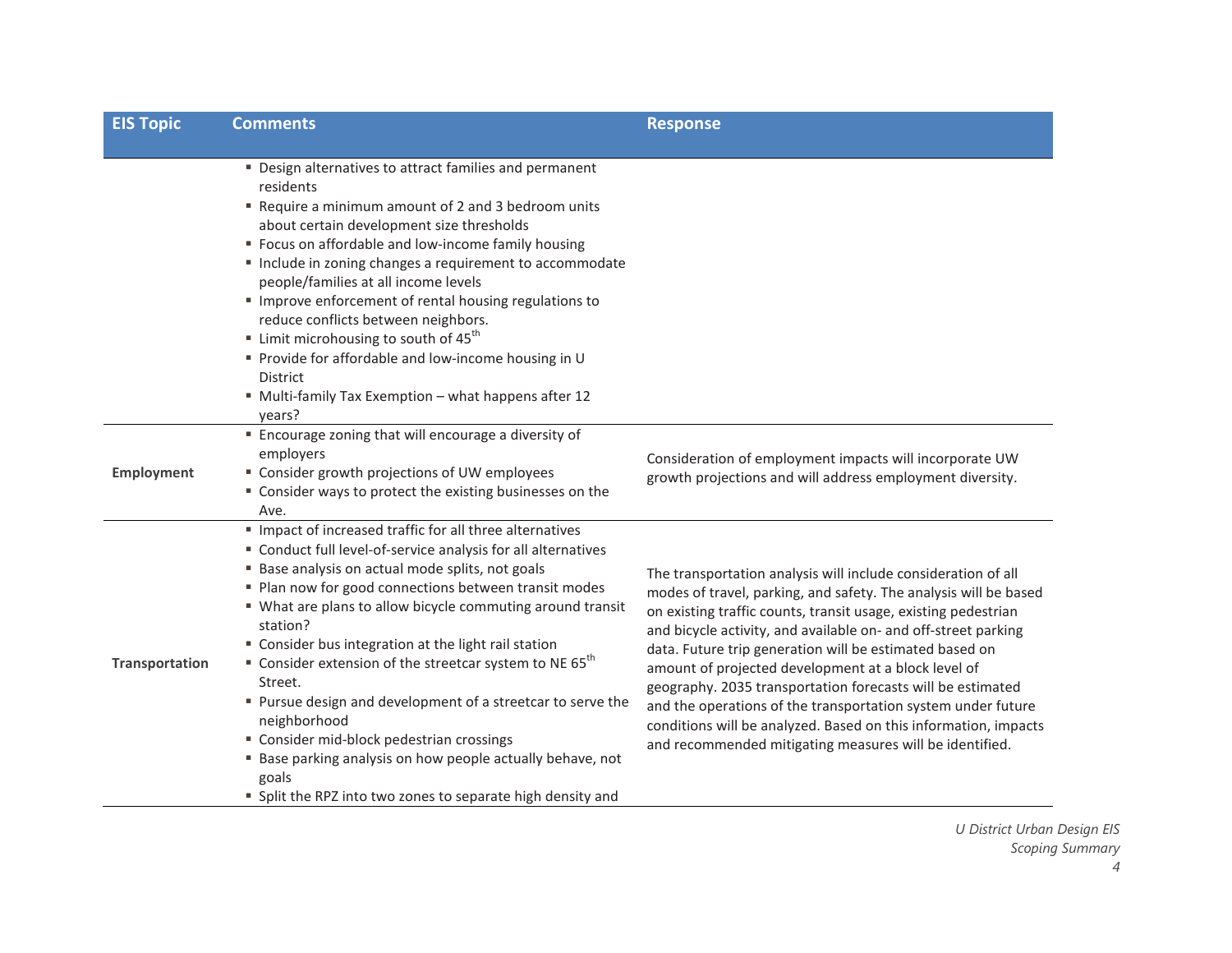| EIS Topic | Comments | Response |
|---|---|---|
| | ▪ Design alternatives to attract families and permanent residents<br>▪ Require a minimum amount of 2 and 3 bedroom units about certain development size thresholds<br>▪ Focus on affordable and low-income family housing<br>▪ Include in zoning changes a requirement to accommodate people/families at all income levels<br>▪ Improve enforcement of rental housing regulations to reduce conflicts between neighbors.<br>▪ Limit microhousing to south of 45th<br>▪ Provide for affordable and low-income housing in U District<br>▪ Multi-family Tax Exemption – what happens after 12 years? | |
| **Employment** | ▪ Encourage zoning that will encourage a diversity of employers<br>▪ Consider growth projections of UW employees<br>▪ Consider ways to protect the existing businesses on the Ave. | Consideration of employment impacts will incorporate UW growth projections and will address employment diversity. |
| **Transportation** | ▪ Impact of increased traffic for all three alternatives<br>▪ Conduct full level-of-service analysis for all alternatives<br>▪ Base analysis on actual mode splits, not goals<br>▪ Plan now for good connections between transit modes<br>▪ What are plans to allow bicycle commuting around transit station?<br>▪ Consider bus integration at the light rail station<br>▪ Consider extension of the streetcar system to NE 65th Street.<br>▪ Pursue design and development of a streetcar to serve the neighborhood<br>▪ Consider mid-block pedestrian crossings<br>▪ Base parking analysis on how people actually behave, not goals<br>▪ Split the RPZ into two zones to separate high density and | The transportation analysis will include consideration of all modes of travel, parking, and safety. The analysis will be based on existing traffic counts, transit usage, existing pedestrian and bicycle activity, and available on- and off-street parking data. Future trip generation will be estimated based on amount of projected development at a block level of geography. 2035 transportation forecasts will be estimated and the operations of the transportation system under future conditions will be analyzed. Based on this information, impacts and recommended mitigating measures will be identified. |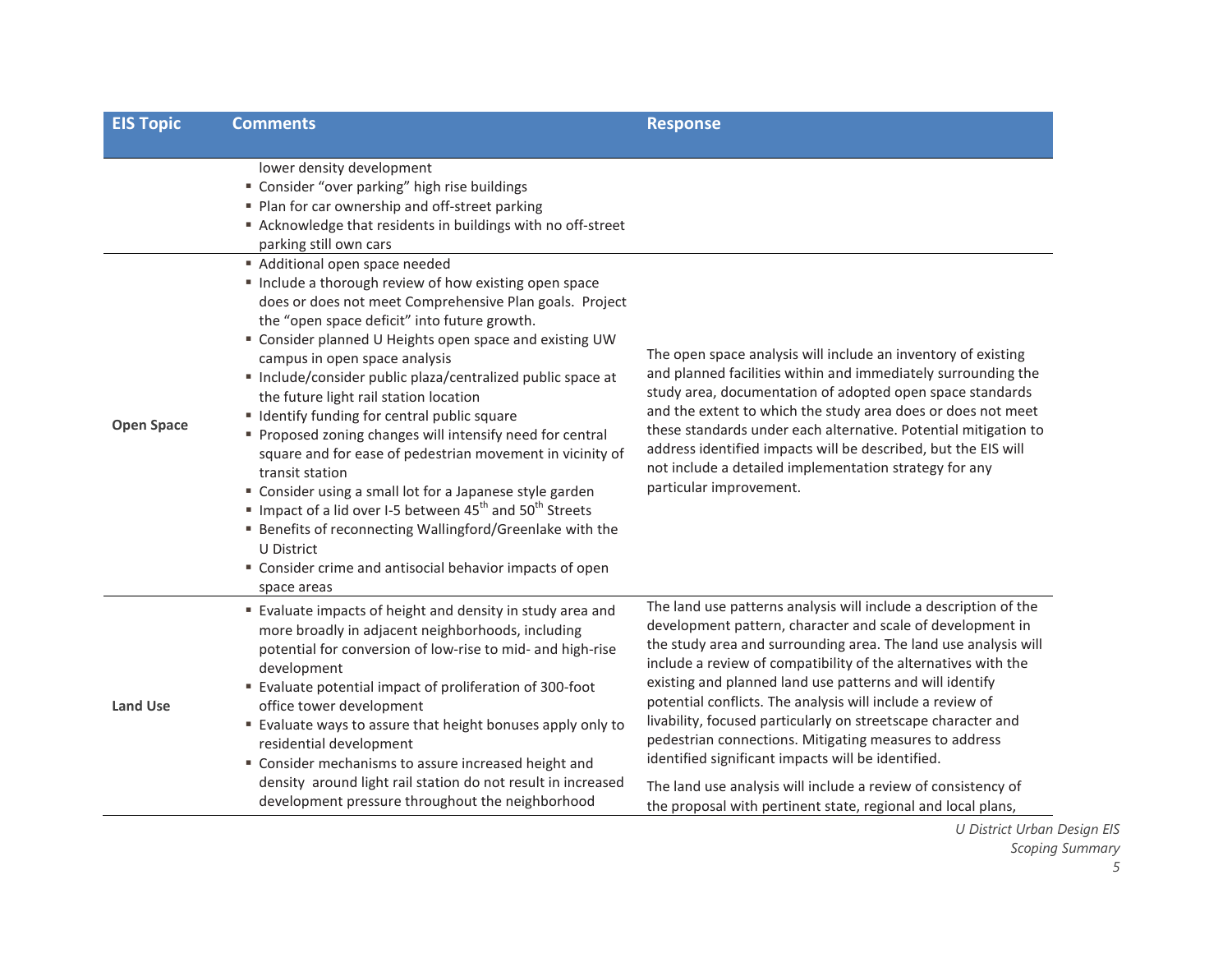| EIS Topic | Comments | Response |
|---|---|---|
| | lower density development<br>▪ Consider "over parking" high rise buildings<br>▪ Plan for car ownership and off-street parking<br>▪ Acknowledge that residents in buildings with no off-street parking still own cars | |
| **Open Space** | ▪ Additional open space needed<br>▪ Include a thorough review of how existing open space does or does not meet Comprehensive Plan goals. Project the "open space deficit" into future growth.<br>▪ Consider planned U Heights open space and existing UW campus in open space analysis<br>▪ Include/consider public plaza/centralized public space at the future light rail station location<br>▪ Identify funding for central public square<br>▪ Proposed zoning changes will intensify need for central square and for ease of pedestrian movement in vicinity of transit station<br>▪ Consider using a small lot for a Japanese style garden<br>▪ Impact of a lid over I-5 between 45th and 50th Streets<br>▪ Benefits of reconnecting Wallingford/Greenlake with the U District<br>▪ Consider crime and antisocial behavior impacts of open space areas | The open space analysis will include an inventory of existing and planned facilities within and immediately surrounding the study area, documentation of adopted open space standards and the extent to which the study area does or does not meet these standards under each alternative. Potential mitigation to address identified impacts will be described, but the EIS will not include a detailed implementation strategy for any particular improvement. |
| **Land Use** | ▪ Evaluate impacts of height and density in study area and more broadly in adjacent neighborhoods, including potential for conversion of low-rise to mid- and high-rise development<br>▪ Evaluate potential impact of proliferation of 300-foot office tower development<br>▪ Evaluate ways to assure that height bonuses apply only to residential development<br>▪ Consider mechanisms to assure increased height and density around light rail station do not result in increased development pressure throughout the neighborhood | The land use patterns analysis will include a description of the development pattern, character and scale of development in the study area and surrounding area. The land use analysis will include a review of compatibility of the alternatives with the existing and planned land use patterns and will identify potential conflicts. The analysis will include a review of livability, focused particularly on streetscape character and pedestrian connections. Mitigating measures to address identified significant impacts will be identified.<br><br>The land use analysis will include a review of consistency of the proposal with pertinent state, regional and local plans, |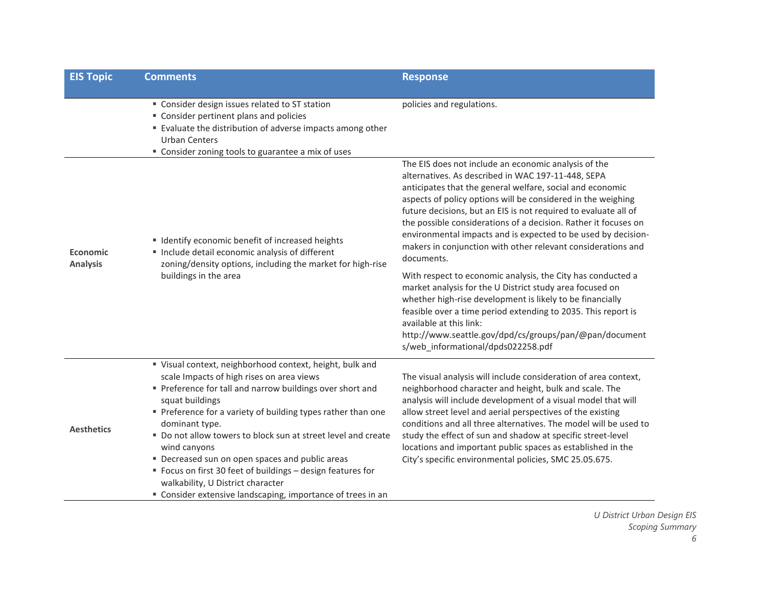| EIS Topic | Comments | Response |
|---|---|---|
| | ▪ Consider design issues related to ST station<br>▪ Consider pertinent plans and policies<br>▪ Evaluate the distribution of adverse impacts among other Urban Centers<br>▪ Consider zoning tools to guarantee a mix of uses | policies and regulations. |
| **Economic Analysis** | ▪ Identify economic benefit of increased heights<br>▪ Include detail economic analysis of different zoning/density options, including the market for high-rise buildings in the area | The EIS does not include an economic analysis of the alternatives. As described in WAC 197-11-448, SEPA anticipates that the general welfare, social and economic aspects of policy options will be considered in the weighing future decisions, but an EIS is not required to evaluate all of the possible considerations of a decision. Rather it focuses on environmental impacts and is expected to be used by decision-makers in conjunction with other relevant considerations and documents.<br><br>With respect to economic analysis, the City has conducted a market analysis for the U District study area focused on whether high-rise development is likely to be financially feasible over a time period extending to 2035. This report is available at this link: http://www.seattle.gov/dpd/cs/groups/pan/@pan/documents/web_informational/dpds022258.pdf |
| **Aesthetics** | ▪ Visual context, neighborhood context, height, bulk and scale Impacts of high rises on area views<br>▪ Preference for tall and narrow buildings over short and squat buildings<br>▪ Preference for a variety of building types rather than one dominant type.<br>▪ Do not allow towers to block sun at street level and create wind canyons<br>▪ Decreased sun on open spaces and public areas<br>▪ Focus on first 30 feet of buildings – design features for walkability, U District character<br>▪ Consider extensive landscaping, importance of trees in an | The visual analysis will include consideration of area context, neighborhood character and height, bulk and scale. The analysis will include development of a visual model that will allow street level and aerial perspectives of the existing conditions and all three alternatives. The model will be used to study the effect of sun and shadow at specific street-level locations and important public spaces as established in the City's specific environmental policies, SMC 25.05.675. |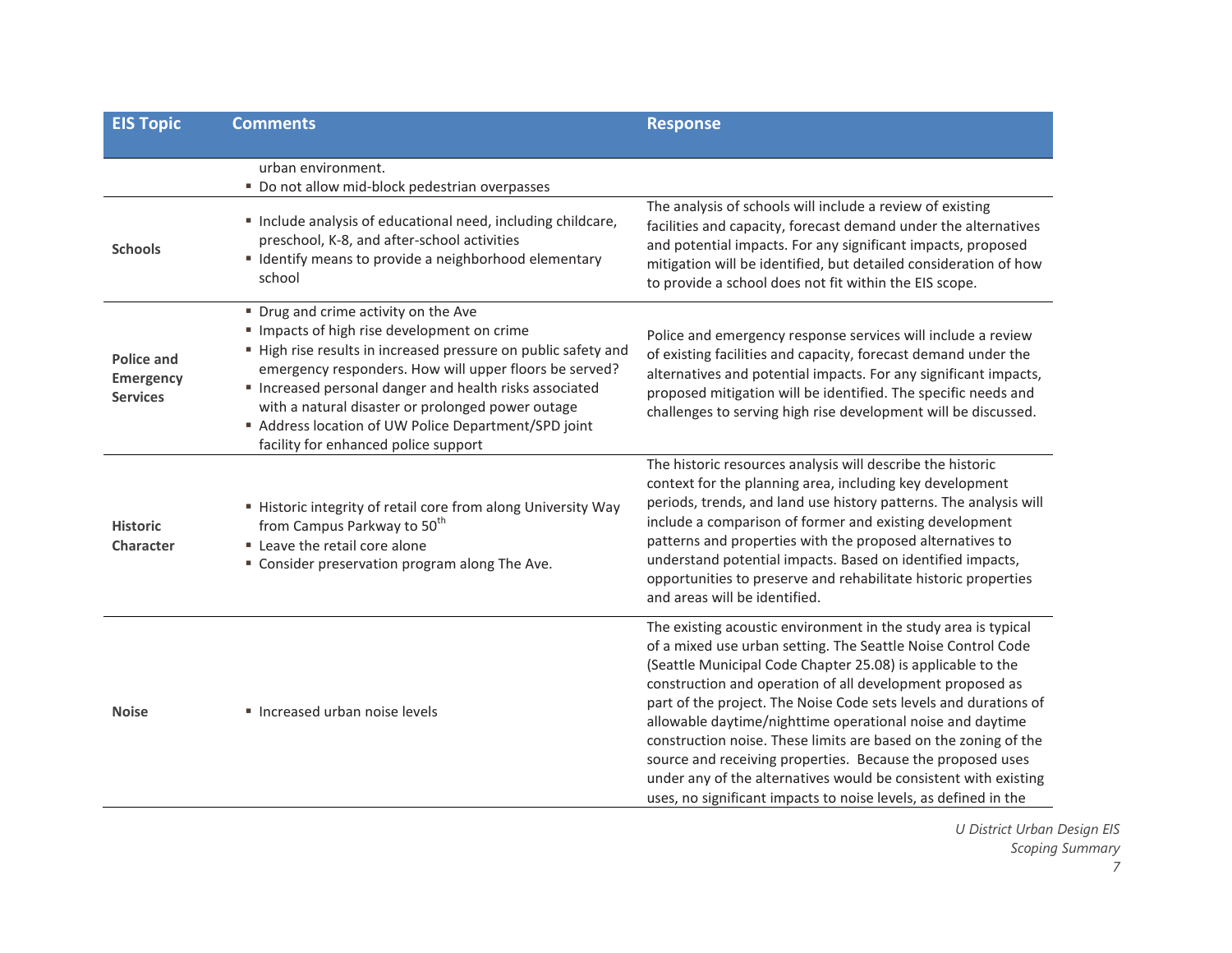| EIS Topic | Comments | Response |
|---|---|---|
| | urban environment.<br>▪ Do not allow mid-block pedestrian overpasses | |
| **Schools** | ▪ Include analysis of educational need, including childcare, preschool, K-8, and after-school activities<br>▪ Identify means to provide a neighborhood elementary school | The analysis of schools will include a review of existing facilities and capacity, forecast demand under the alternatives and potential impacts. For any significant impacts, proposed mitigation will be identified, but detailed consideration of how to provide a school does not fit within the EIS scope. |
| **Police and Emergency Services** | ▪ Drug and crime activity on the Ave<br>▪ Impacts of high rise development on crime<br>▪ High rise results in increased pressure on public safety and emergency responders. How will upper floors be served?<br>▪ Increased personal danger and health risks associated with a natural disaster or prolonged power outage<br>▪ Address location of UW Police Department/SPD joint facility for enhanced police support | Police and emergency response services will include a review of existing facilities and capacity, forecast demand under the alternatives and potential impacts. For any significant impacts, proposed mitigation will be identified. The specific needs and challenges to serving high rise development will be discussed. |
| **Historic Character** | ▪ Historic integrity of retail core from along University Way from Campus Parkway to 50th<br>▪ Leave the retail core alone<br>▪ Consider preservation program along The Ave. | The historic resources analysis will describe the historic context for the planning area, including key development periods, trends, and land use history patterns. The analysis will include a comparison of former and existing development patterns and properties with the proposed alternatives to understand potential impacts. Based on identified impacts, opportunities to preserve and rehabilitate historic properties and areas will be identified. |
| **Noise** | ▪ Increased urban noise levels | The existing acoustic environment in the study area is typical of a mixed use urban setting. The Seattle Noise Control Code (Seattle Municipal Code Chapter 25.08) is applicable to the construction and operation of all development proposed as part of the project. The Noise Code sets levels and durations of allowable daytime/nighttime operational noise and daytime construction noise. These limits are based on the zoning of the source and receiving properties. Because the proposed uses under any of the alternatives would be consistent with existing uses, no significant impacts to noise levels, as defined in the |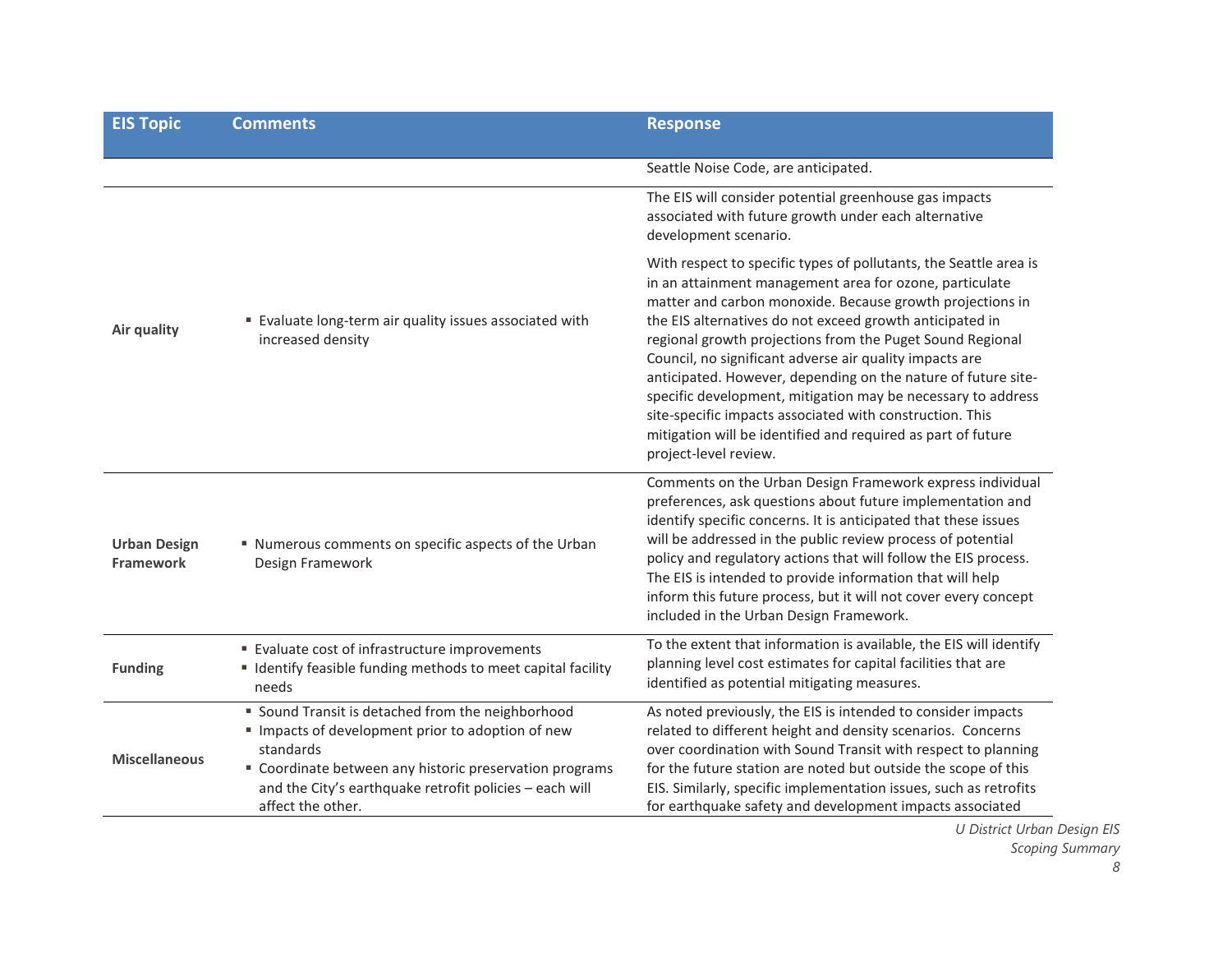| EIS Topic | Comments | Response |
|---|---|---|
| | | Seattle Noise Code, are anticipated. |
| **Air quality** | ▪ Evaluate long-term air quality issues associated with increased density | The EIS will consider potential greenhouse gas impacts associated with future growth under each alternative development scenario.<br><br>With respect to specific types of pollutants, the Seattle area is in an attainment management area for ozone, particulate matter and carbon monoxide. Because growth projections in the EIS alternatives do not exceed growth anticipated in regional growth projections from the Puget Sound Regional Council, no significant adverse air quality impacts are anticipated. However, depending on the nature of future site-specific development, mitigation may be necessary to address site-specific impacts associated with construction. This mitigation will be identified and required as part of future project-level review. |
| **Urban Design Framework** | ▪ Numerous comments on specific aspects of the Urban Design Framework | Comments on the Urban Design Framework express individual preferences, ask questions about future implementation and identify specific concerns. It is anticipated that these issues will be addressed in the public review process of potential policy and regulatory actions that will follow the EIS process. The EIS is intended to provide information that will help inform this future process, but it will not cover every concept included in the Urban Design Framework. |
| **Funding** | ▪ Evaluate cost of infrastructure improvements<br>▪ Identify feasible funding methods to meet capital facility needs | To the extent that information is available, the EIS will identify planning level cost estimates for capital facilities that are identified as potential mitigating measures. |
| **Miscellaneous** | ▪ Sound Transit is detached from the neighborhood<br>▪ Impacts of development prior to adoption of new standards<br>▪ Coordinate between any historic preservation programs and the City's earthquake retrofit policies – each will affect the other. | As noted previously, the EIS is intended to consider impacts related to different height and density scenarios. Concerns over coordination with Sound Transit with respect to planning for the future station are noted but outside the scope of this EIS. Similarly, specific implementation issues, such as retrofits for earthquake safety and development impacts associated |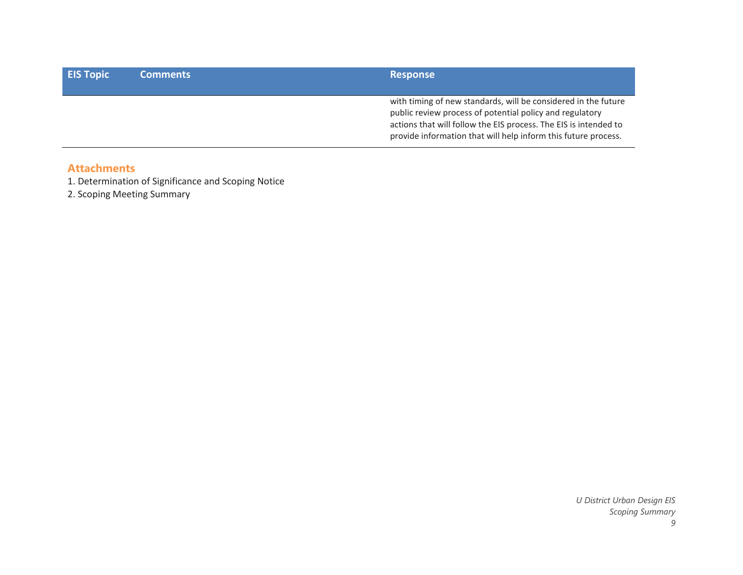| EIS Topic | Comments | Response |
|---|---|---|
| | | with timing of new standards, will be considered in the future public review process of potential policy and regulatory actions that will follow the EIS process. The EIS is intended to provide information that will help inform this future process. |

## Attachments

1. Determination of Significance and Scoping Notice
2. Scoping Meeting Summary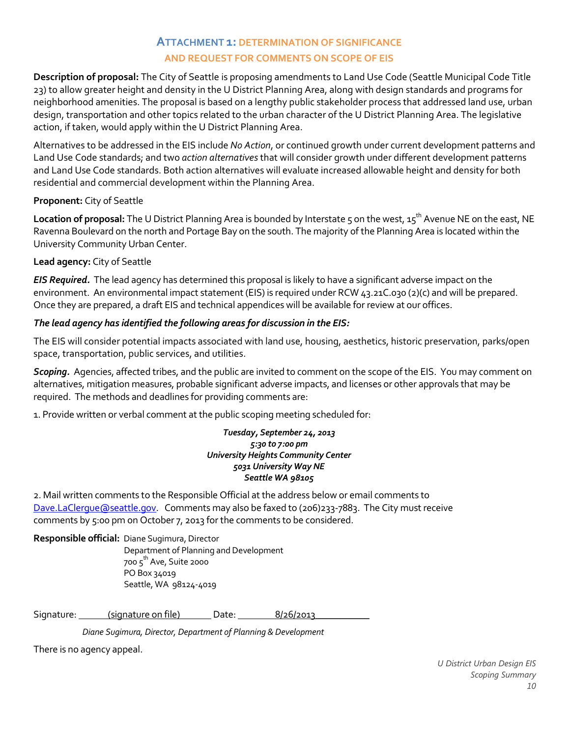## Attachment 1: Determination of Significance and Request for Comments on Scope of EIS

**Description of proposal:** The City of Seattle is proposing amendments to Land Use Code (Seattle Municipal Code Title 23) to allow greater height and density in the U District Planning Area, along with design standards and programs for neighborhood amenities. The proposal is based on a lengthy public stakeholder process that addressed land use, urban design, transportation and other topics related to the urban character of the U District Planning Area. The legislative action, if taken, would apply within the U District Planning Area.

Alternatives to be addressed in the EIS include *No Action*, or continued growth under current development patterns and Land Use Code standards; and two *action alternatives* that will consider growth under different development patterns and Land Use Code standards. Both action alternatives will evaluate increased allowable height and density for both residential and commercial development within the Planning Area.

**Proponent:** City of Seattle

**Location of proposal:** The U District Planning Area is bounded by Interstate 5 on the west, 15th Avenue NE on the east, NE Ravenna Boulevard on the north and Portage Bay on the south. The majority of the Planning Area is located within the University Community Urban Center.

**Lead agency:** City of Seattle

***EIS Required.*** The lead agency has determined this proposal is likely to have a significant adverse impact on the environment. An environmental impact statement (EIS) is required under RCW 43.21C.030 (2)(c) and will be prepared. Once they are prepared, a draft EIS and technical appendices will be available for review at our offices.

***The lead agency has identified the following areas for discussion in the EIS:***

The EIS will consider potential impacts associated with land use, housing, aesthetics, historic preservation, parks/open space, transportation, public services, and utilities.

***Scoping.*** Agencies, affected tribes, and the public are invited to comment on the scope of the EIS. You may comment on alternatives, mitigation measures, probable significant adverse impacts, and licenses or other approvals that may be required. The methods and deadlines for providing comments are:

1. Provide written or verbal comment at the public scoping meeting scheduled for:

***Tuesday, September 24, 2013***
***5:30 to 7:00 pm***
***University Heights Community Center***
***5031 University Way NE***
***Seattle WA 98105***

2. Mail written comments to the Responsible Official at the address below or email comments to Dave.LaClergue@seattle.gov. Comments may also be faxed to (206)233-7883. The City must receive comments by 5:00 pm on October 7, 2013 for the comments to be considered.

**Responsible official:** Diane Sugimura, Director
Department of Planning and Development
700 5th Ave, Suite 2000
PO Box 34019
Seattle, WA 98124-4019

Signature: (signature on file) Date: 8/26/2013

*Diane Sugimura, Director, Department of Planning & Development*

There is no agency appeal.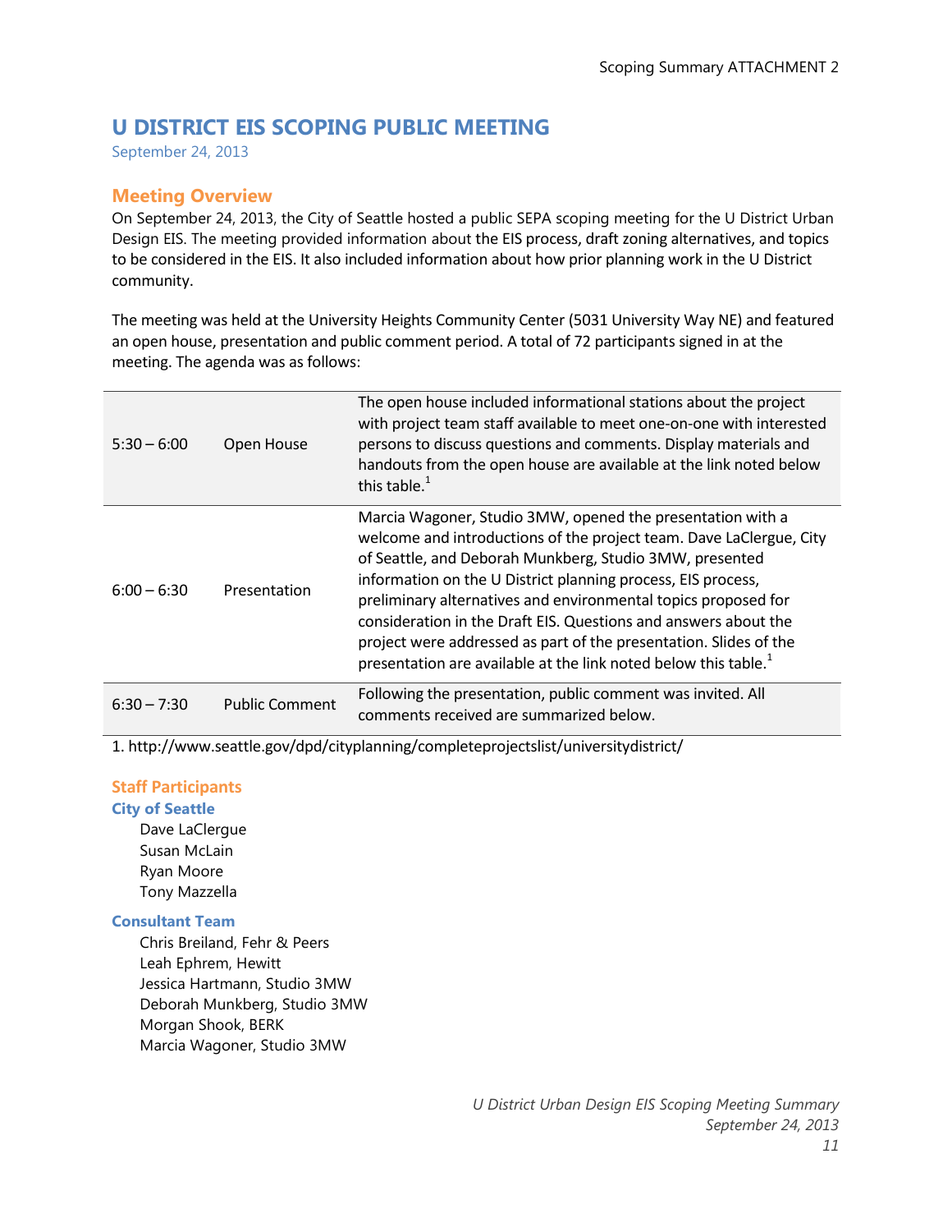# U DISTRICT EIS SCOPING PUBLIC MEETING

September 24, 2013

## Meeting Overview

On September 24, 2013, the City of Seattle hosted a public SEPA scoping meeting for the U District Urban Design EIS. The meeting provided information about the EIS process, draft zoning alternatives, and topics to be considered in the EIS. It also included information about how prior planning work in the U District community.

The meeting was held at the University Heights Community Center (5031 University Way NE) and featured an open house, presentation and public comment period. A total of 72 participants signed in at the meeting. The agenda was as follows:

| | | |
|---|---|---|
| 5:30 – 6:00 | Open House | The open house included informational stations about the project with project team staff available to meet one-on-one with interested persons to discuss questions and comments. Display materials and handouts from the open house are available at the link noted below this table.[1] |
| 6:00 – 6:30 | Presentation | Marcia Wagoner, Studio 3MW, opened the presentation with a welcome and introductions of the project team. Dave LaClergue, City of Seattle, and Deborah Munkberg, Studio 3MW, presented information on the U District planning process, EIS process, preliminary alternatives and environmental topics proposed for consideration in the Draft EIS. Questions and answers about the project were addressed as part of the presentation. Slides of the presentation are available at the link noted below this table.[1] |
| 6:30 – 7:30 | Public Comment | Following the presentation, public comment was invited. All comments received are summarized below. |

1. http://www.seattle.gov/dpd/cityplanning/completeprojectslist/universitydistrict/

## Staff Participants

### City of Seattle

- Dave LaClergue
- Susan McLain
- Ryan Moore
- Tony Mazzella

### Consultant Team

- Chris Breiland, Fehr & Peers
- Leah Ephrem, Hewitt
- Jessica Hartmann, Studio 3MW
- Deborah Munkberg, Studio 3MW
- Morgan Shook, BERK
- Marcia Wagoner, Studio 3MW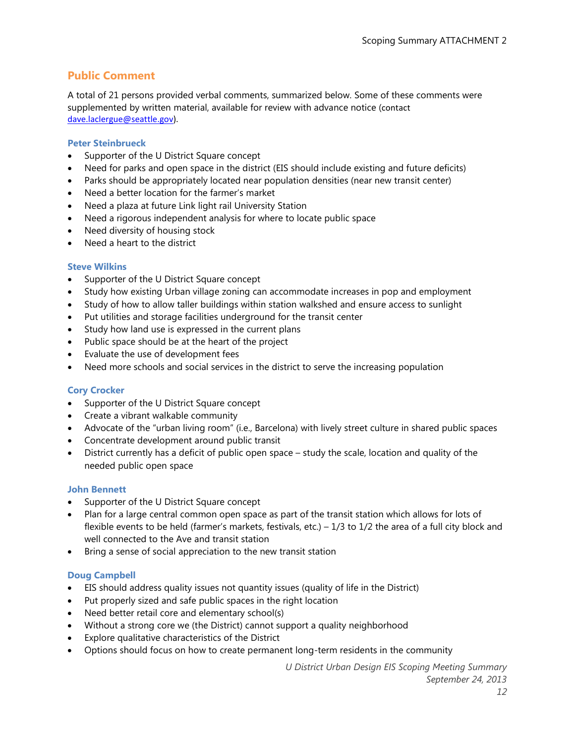## Public Comment

A total of 21 persons provided verbal comments, summarized below. Some of these comments were supplemented by written material, available for review with advance notice (contact dave.laclergue@seattle.gov).

### Peter Steinbrueck

- Supporter of the U District Square concept
- Need for parks and open space in the district (EIS should include existing and future deficits)
- Parks should be appropriately located near population densities (near new transit center)
- Need a better location for the farmer's market
- Need a plaza at future Link light rail University Station
- Need a rigorous independent analysis for where to locate public space
- Need diversity of housing stock
- Need a heart to the district

### Steve Wilkins

- Supporter of the U District Square concept
- Study how existing Urban village zoning can accommodate increases in pop and employment
- Study of how to allow taller buildings within station walkshed and ensure access to sunlight
- Put utilities and storage facilities underground for the transit center
- Study how land use is expressed in the current plans
- Public space should be at the heart of the project
- Evaluate the use of development fees
- Need more schools and social services in the district to serve the increasing population

### Cory Crocker

- Supporter of the U District Square concept
- Create a vibrant walkable community
- Advocate of the "urban living room" (i.e., Barcelona) with lively street culture in shared public spaces
- Concentrate development around public transit
- District currently has a deficit of public open space – study the scale, location and quality of the needed public open space

### John Bennett

- Supporter of the U District Square concept
- Plan for a large central common open space as part of the transit station which allows for lots of flexible events to be held (farmer's markets, festivals, etc.) – 1/3 to 1/2 the area of a full city block and well connected to the Ave and transit station
- Bring a sense of social appreciation to the new transit station

### Doug Campbell

- EIS should address quality issues not quantity issues (quality of life in the District)
- Put properly sized and safe public spaces in the right location
- Need better retail core and elementary school(s)
- Without a strong core we (the District) cannot support a quality neighborhood
- Explore qualitative characteristics of the District
- Options should focus on how to create permanent long-term residents in the community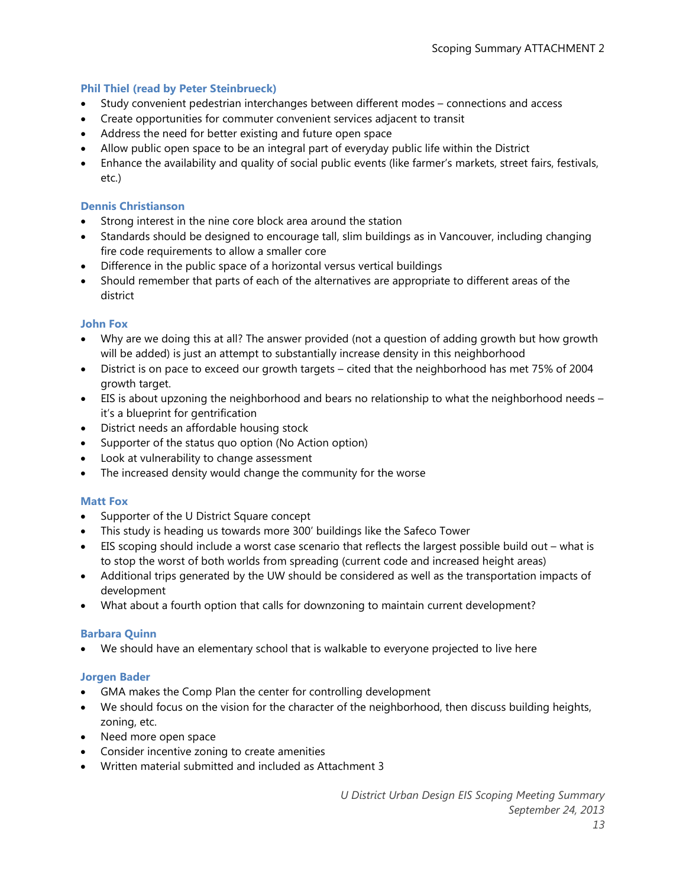### Phil Thiel (read by Peter Steinbrueck)

- Study convenient pedestrian interchanges between different modes – connections and access
- Create opportunities for commuter convenient services adjacent to transit
- Address the need for better existing and future open space
- Allow public open space to be an integral part of everyday public life within the District
- Enhance the availability and quality of social public events (like farmer's markets, street fairs, festivals, etc.)

### Dennis Christianson

- Strong interest in the nine core block area around the station
- Standards should be designed to encourage tall, slim buildings as in Vancouver, including changing fire code requirements to allow a smaller core
- Difference in the public space of a horizontal versus vertical buildings
- Should remember that parts of each of the alternatives are appropriate to different areas of the district

### John Fox

- Why are we doing this at all? The answer provided (not a question of adding growth but how growth will be added) is just an attempt to substantially increase density in this neighborhood
- District is on pace to exceed our growth targets – cited that the neighborhood has met 75% of 2004 growth target.
- EIS is about upzoning the neighborhood and bears no relationship to what the neighborhood needs – it's a blueprint for gentrification
- District needs an affordable housing stock
- Supporter of the status quo option (No Action option)
- Look at vulnerability to change assessment
- The increased density would change the community for the worse

### Matt Fox

- Supporter of the U District Square concept
- This study is heading us towards more 300' buildings like the Safeco Tower
- EIS scoping should include a worst case scenario that reflects the largest possible build out – what is to stop the worst of both worlds from spreading (current code and increased height areas)
- Additional trips generated by the UW should be considered as well as the transportation impacts of development
- What about a fourth option that calls for downzoning to maintain current development?

### Barbara Quinn

- We should have an elementary school that is walkable to everyone projected to live here

### Jorgen Bader

- GMA makes the Comp Plan the center for controlling development
- We should focus on the vision for the character of the neighborhood, then discuss building heights, zoning, etc.
- Need more open space
- Consider incentive zoning to create amenities
- Written material submitted and included as Attachment 3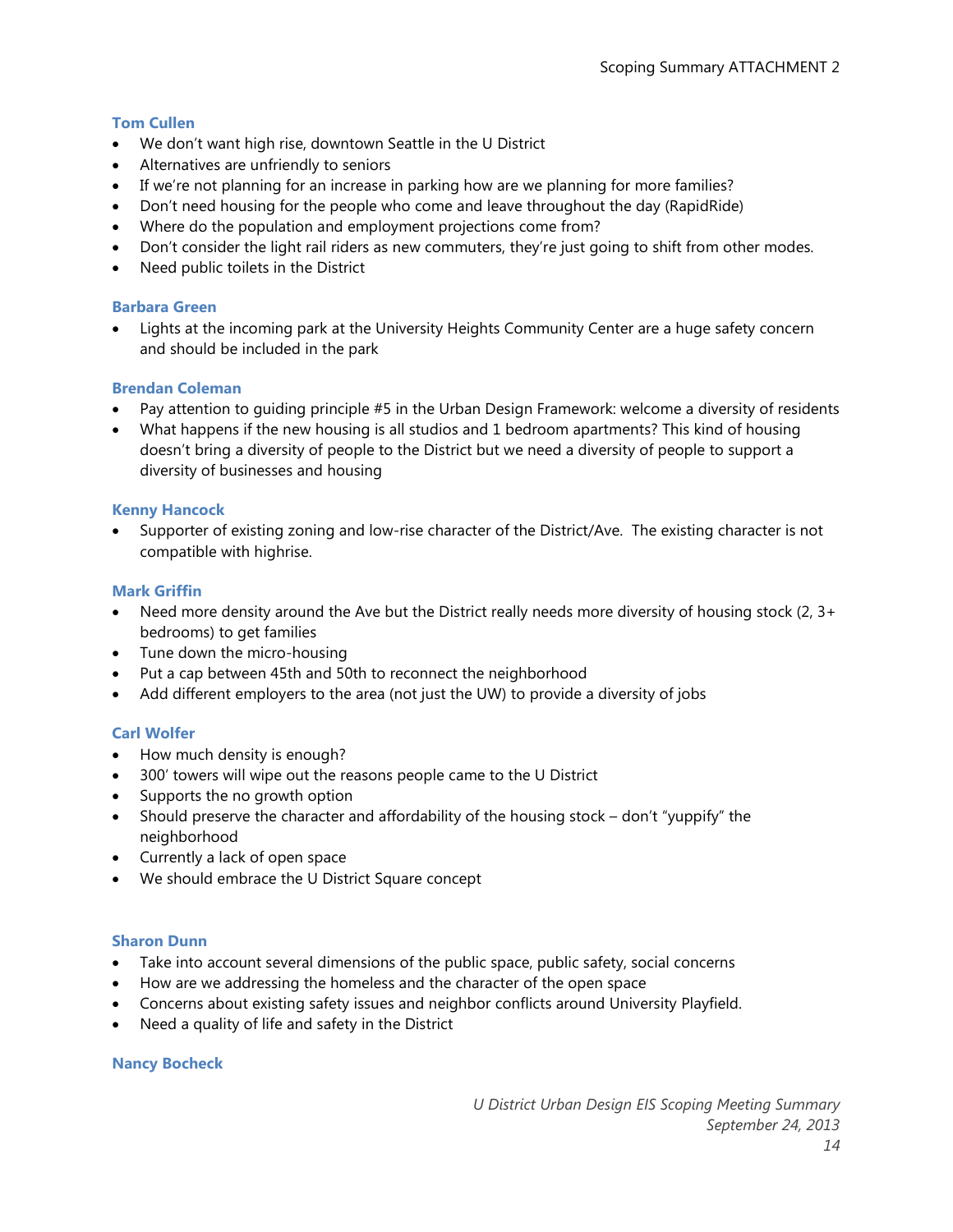### Tom Cullen

- We don't want high rise, downtown Seattle in the U District
- Alternatives are unfriendly to seniors
- If we're not planning for an increase in parking how are we planning for more families?
- Don't need housing for the people who come and leave throughout the day (RapidRide)
- Where do the population and employment projections come from?
- Don't consider the light rail riders as new commuters, they're just going to shift from other modes.
- Need public toilets in the District

### Barbara Green

- Lights at the incoming park at the University Heights Community Center are a huge safety concern and should be included in the park

### Brendan Coleman

- Pay attention to guiding principle #5 in the Urban Design Framework: welcome a diversity of residents
- What happens if the new housing is all studios and 1 bedroom apartments? This kind of housing doesn't bring a diversity of people to the District but we need a diversity of people to support a diversity of businesses and housing

### Kenny Hancock

- Supporter of existing zoning and low-rise character of the District/Ave. The existing character is not compatible with highrise.

### Mark Griffin

- Need more density around the Ave but the District really needs more diversity of housing stock (2, 3+ bedrooms) to get families
- Tune down the micro-housing
- Put a cap between 45th and 50th to reconnect the neighborhood
- Add different employers to the area (not just the UW) to provide a diversity of jobs

### Carl Wolfer

- How much density is enough?
- 300' towers will wipe out the reasons people came to the U District
- Supports the no growth option
- Should preserve the character and affordability of the housing stock – don't "yuppify" the neighborhood
- Currently a lack of open space
- We should embrace the U District Square concept

### Sharon Dunn

- Take into account several dimensions of the public space, public safety, social concerns
- How are we addressing the homeless and the character of the open space
- Concerns about existing safety issues and neighbor conflicts around University Playfield.
- Need a quality of life and safety in the District

### Nancy Bocheck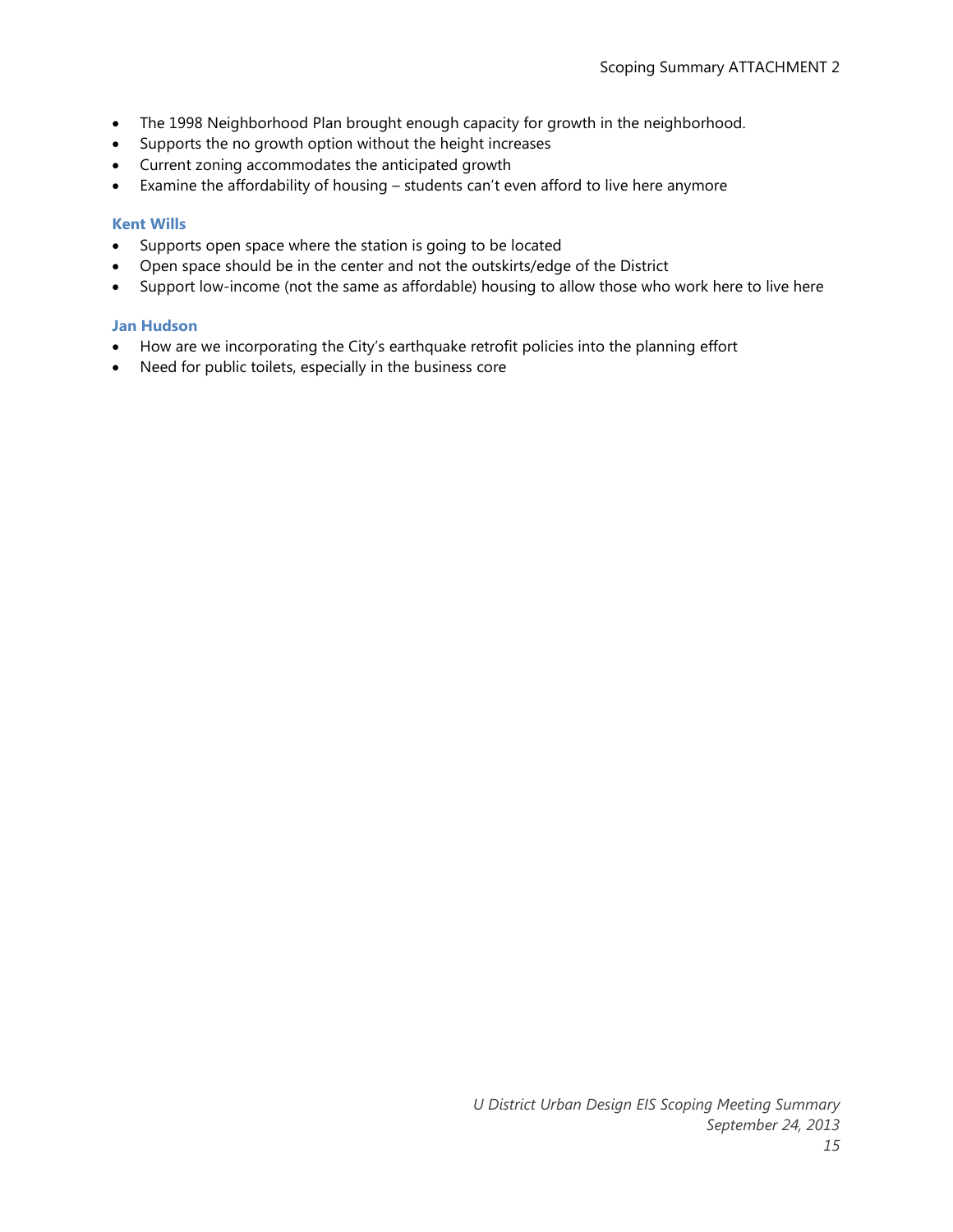- The 1998 Neighborhood Plan brought enough capacity for growth in the neighborhood.
- Supports the no growth option without the height increases
- Current zoning accommodates the anticipated growth
- Examine the affordability of housing – students can't even afford to live here anymore

**Kent Wills**

- Supports open space where the station is going to be located
- Open space should be in the center and not the outskirts/edge of the District
- Support low-income (not the same as affordable) housing to allow those who work here to live here

**Jan Hudson**

- How are we incorporating the City's earthquake retrofit policies into the planning effort
- Need for public toilets, especially in the business core